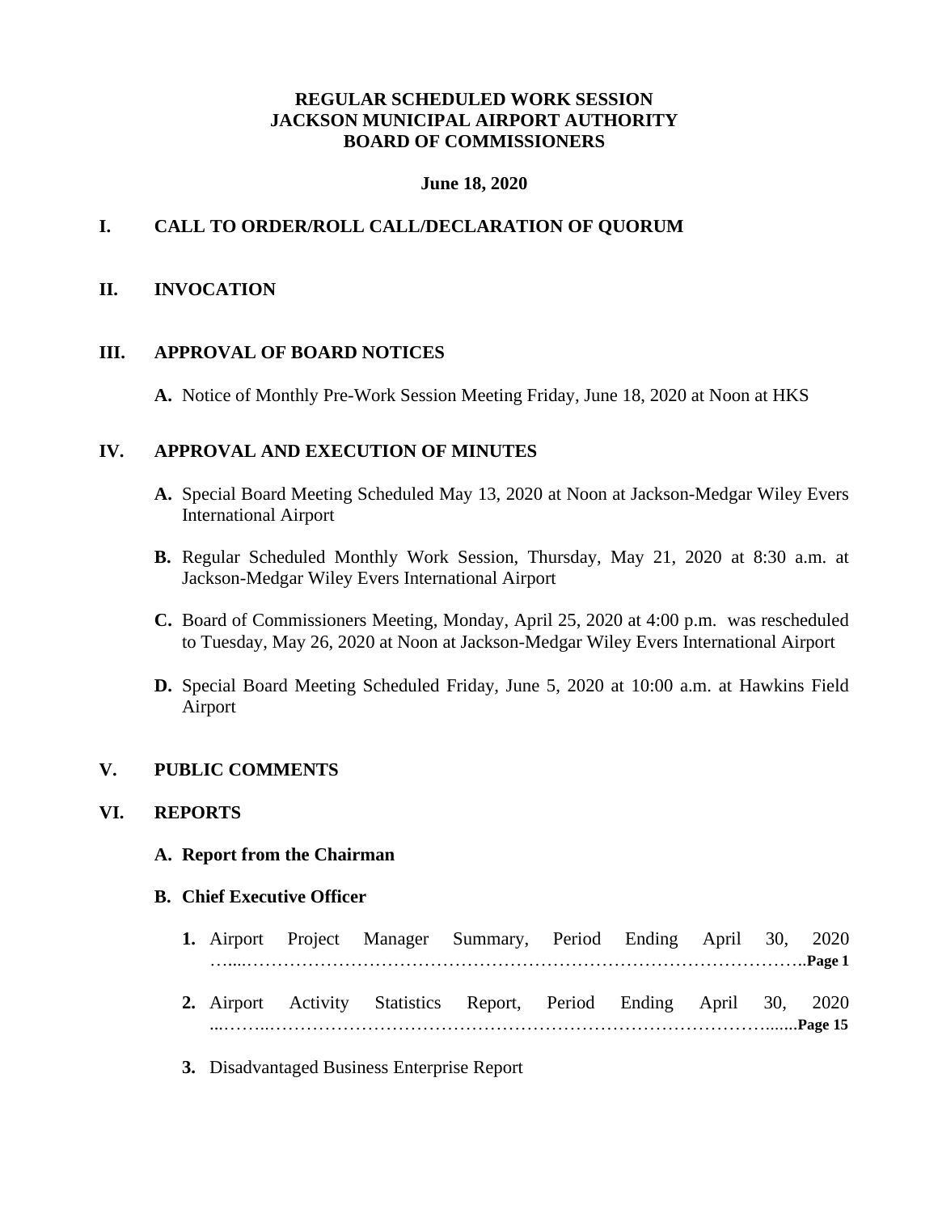# REGULAR SCHEDULED WORK SESSION
# JACKSON MUNICIPAL AIRPORT AUTHORITY
# BOARD OF COMMISSIONERS

**June 18, 2020**

## I. CALL TO ORDER/ROLL CALL/DECLARATION OF QUORUM

## II. INVOCATION

## III. APPROVAL OF BOARD NOTICES

**A.** Notice of Monthly Pre-Work Session Meeting Friday, June 18, 2020 at Noon at HKS

## IV. APPROVAL AND EXECUTION OF MINUTES

**A.** Special Board Meeting Scheduled May 13, 2020 at Noon at Jackson-Medgar Wiley Evers International Airport

**B.** Regular Scheduled Monthly Work Session, Thursday, May 21, 2020 at 8:30 a.m. at Jackson-Medgar Wiley Evers International Airport

**C.** Board of Commissioners Meeting, Monday, April 25, 2020 at 4:00 p.m. was rescheduled to Tuesday, May 26, 2020 at Noon at Jackson-Medgar Wiley Evers International Airport

**D.** Special Board Meeting Scheduled Friday, June 5, 2020 at 10:00 a.m. at Hawkins Field Airport

## V. PUBLIC COMMENTS

## VI. REPORTS

**A. Report from the Chairman**

**B. Chief Executive Officer**

1. Airport Project Manager Summary, Period Ending April 30, 2020 ….......................................................................................**Page 1**

2. Airport Activity Statistics Report, Period Ending April 30, 2020 ...……..…………………………………………………………………….......**Page 15**

3. Disadvantaged Business Enterprise Report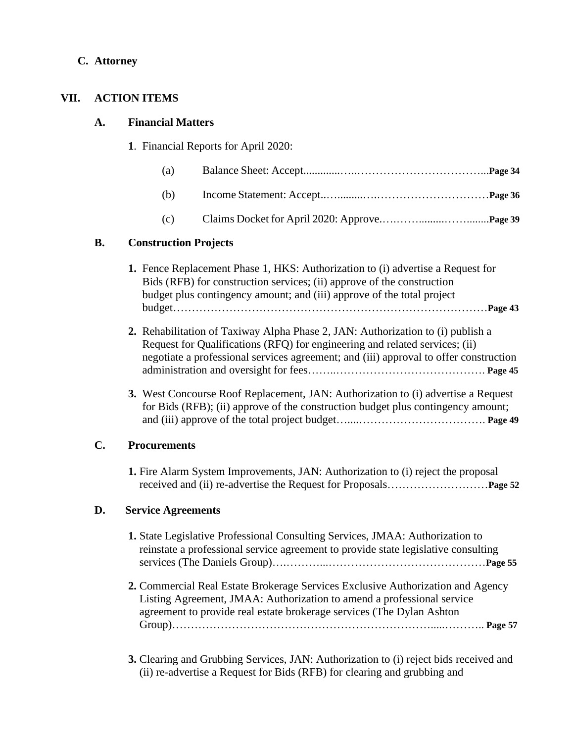**C. Attorney**

## VII. ACTION ITEMS

### A. Financial Matters

**1**. Financial Reports for April 2020:

(a) Balance Sheet: Accept..............…..……………………………...**Page 34**

(b) Income Statement: Accept..….........….………………………**Page 36**

(c) Claims Docket for April 2020: Approve.….………........……........**Page 39**

### B. Construction Projects

**1.** Fence Replacement Phase 1, HKS: Authorization to (i) advertise a Request for Bids (RFB) for construction services; (ii) approve of the construction budget plus contingency amount; and (iii) approve of the total project budget…………………………………………………………………………**Page 43**

**2.** Rehabilitation of Taxiway Alpha Phase 2, JAN: Authorization to (i) publish a Request for Qualifications (RFQ) for engineering and related services; (ii) negotiate a professional services agreement; and (iii) approval to offer construction administration and oversight for fees……..…………………………………. **Page 45**

**3.** West Concourse Roof Replacement, JAN: Authorization to (i) advertise a Request for Bids (RFB); (ii) approve of the construction budget plus contingency amount; and (iii) approve of the total project budget…....……………………………. **Page 49**

### C. Procurements

**1.** Fire Alarm System Improvements, JAN: Authorization to (i) reject the proposal received and (ii) re-advertise the Request for Proposals………………………**Page 52**

### D. Service Agreements

**1.** State Legislative Professional Consulting Services, JMAA: Authorization to reinstate a professional service agreement to provide state legislative consulting services (The Daniels Group)….………...……………………………………**Page 55**

**2.** Commercial Real Estate Brokerage Services Exclusive Authorization and Agency Listing Agreement, JMAA: Authorization to amend a professional service agreement to provide real estate brokerage services (The Dylan Ashton Group)…………………………………………………………….....……….. **Page 57**

**3.** Clearing and Grubbing Services, JAN: Authorization to (i) reject bids received and (ii) re-advertise a Request for Bids (RFB) for clearing and grubbing and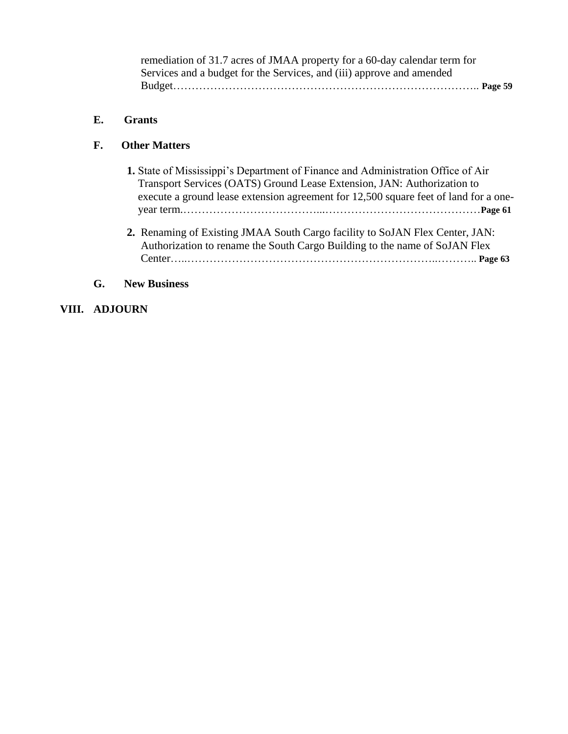remediation of 31.7 acres of JMAA property for a 60-day calendar term for Services and a budget for the Services, and (iii) approve and amended Budget……………………………………………………………………….. **Page 59**

**E. Grants**

**F. Other Matters**

1. State of Mississippi's Department of Finance and Administration Office of Air Transport Services (OATS) Ground Lease Extension, JAN: Authorization to execute a ground lease extension agreement for 12,500 square feet of land for a one-year term.…………………………………...……………………………………**Page 61**

2. Renaming of Existing JMAA South Cargo facility to SoJAN Flex Center, JAN: Authorization to rename the South Cargo Building to the name of SoJAN Flex Center…..…………………………………………………………..……….. **Page 63**

**G. New Business**

**VIII. ADJOURN**